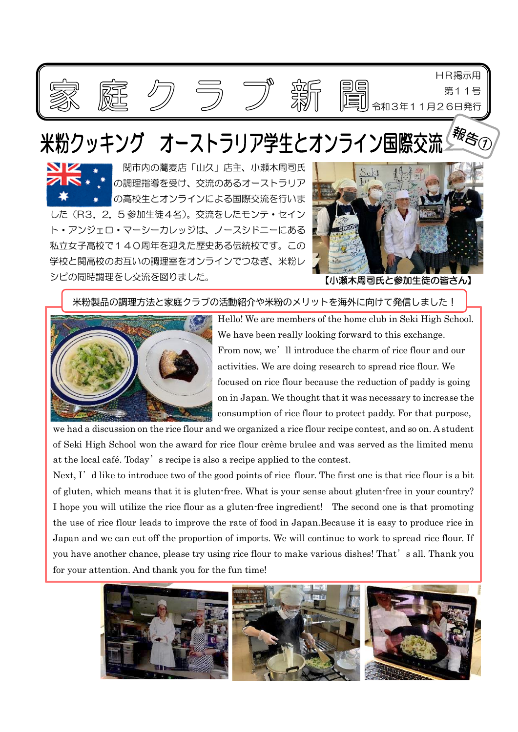# 家庭クラブ新聞

HR掲示用
第１１号
令和３年１１月２６日発行

## 米粉クッキング　オーストラリア学生とオンライン国際交流

報告①

関市内の蕎麦店「山久」店主、小瀬木周司氏の調理指導を受け、交流のあるオーストラリアの高校生とオンラインによる国際交流を行いました（R3．2．５参加生徒４名）。交流をしたモンテ・セイント・アンジェロ・マーシーカレッジは、ノースシドニーにある私立女子高校で１４０周年を迎えた歴史ある伝統校です。この学校と関高校のお互いの調理室をオンラインでつなぎ、米粉レシピの同時調理をし交流を図りました。

【小瀬木周司氏と参加生徒の皆さん】

**米粉製品の調理方法と家庭クラブの活動紹介や米粉のメリットを海外に向けて発信しました！**

Hello! We are members of the home club in Seki High School. We have been really looking forward to this exchange. From now, we'll introduce the charm of rice flour and our activities. We are doing research to spread rice flour. We focused on rice flour because the reduction of paddy is going on in Japan. We thought that it was necessary to increase the consumption of rice flour to protect paddy. For that purpose, we had a discussion on the rice flour and we organized a rice flour recipe contest, and so on. A student of Seki High School won the award for rice flour crème brulee and was served as the limited menu at the local café. Today's recipe is also a recipe applied to the contest.

Next, I'd like to introduce two of the good points of rice flour. The first one is that rice flour is a bit of gluten, which means that it is gluten-free. What is your sense about gluten-free in your country? I hope you will utilize the rice flour as a gluten-free ingredient! The second one is that promoting the use of rice flour leads to improve the rate of food in Japan.Because it is easy to produce rice in Japan and we can cut off the proportion of imports. We will continue to work to spread rice flour. If you have another chance, please try using rice flour to make various dishes! That's all. Thank you for your attention. And thank you for the fun time!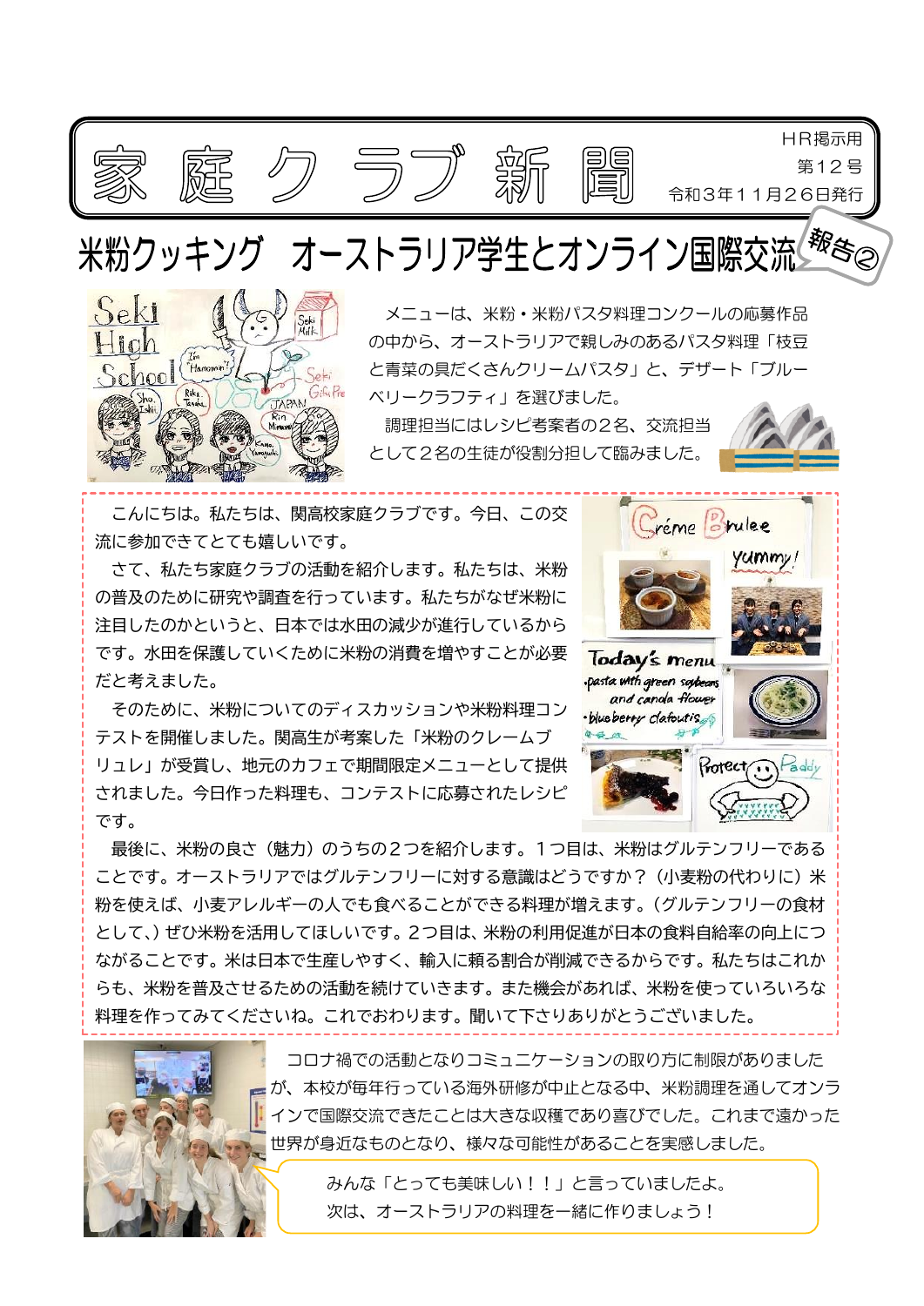# 家庭クラブ新聞

HR掲示用
第１２号
令和３年１１月２６日発行

## 米粉クッキング　オーストラリア学生とオンライン国際交流　報告②

メニューは、米粉・米粉パスタ料理コンクールの応募作品の中から、オーストラリアで親しみのあるパスタ料理「枝豆と青菜の具だくさんクリームパスタ」と、デザート「ブルーベリークラフティ」を選びました。

調理担当にはレシピ考案者の２名、交流担当として２名の生徒が役割分担して臨みました。

こんにちは。私たちは、関高校家庭クラブです。今日、この交流に参加できてとても嬉しいです。

さて、私たち家庭クラブの活動を紹介します。私たちは、米粉の普及のために研究や調査を行っています。私たちがなぜ米粉に注目したのかというと、日本では水田の減少が進行しているからです。水田を保護していくために米粉の消費を増やすことが必要だと考えました。

そのために、米粉についてのディスカッションや米粉料理コンテストを開催しました。関高生が考案した「米粉のクレームブリュレ」が受賞し、地元のカフェで期間限定メニューとして提供されました。今日作った料理も、コンテストに応募されたレシピです。

最後に、米粉の良さ（魅力）のうちの２つを紹介します。１つ目は、米粉はグルテンフリーであることです。オーストラリアではグルテンフリーに対する意識はどうですか？（小麦粉の代わりに）米粉を使えば、小麦アレルギーの人でも食べることができる料理が増えます。（グルテンフリーの食材として、）ぜひ米粉を活用してほしいです。２つ目は、米粉の利用促進が日本の食料自給率の向上につながることです。米は日本で生産しやすく、輸入に頼る割合が削減できるからです。私たちはこれからも、米粉を普及させるための活動を続けていきます。また機会があれば、米粉を使っていろいろな料理を作ってみてくださいね。これでおわります。聞いて下さりありがとうございました。

コロナ禍での活動となりコミュニケーションの取り方に制限がありましたが、本校が毎年行っている海外研修が中止となる中、米粉調理を通してオンラインで国際交流できたことは大きな収穫であり喜びでした。これまで遠かった世界が身近なものとなり、様々な可能性があることを実感しました。

みんな「とっても美味しい！！」と言っていましたよ。
次は、オーストラリアの料理を一緒に作りましょう！